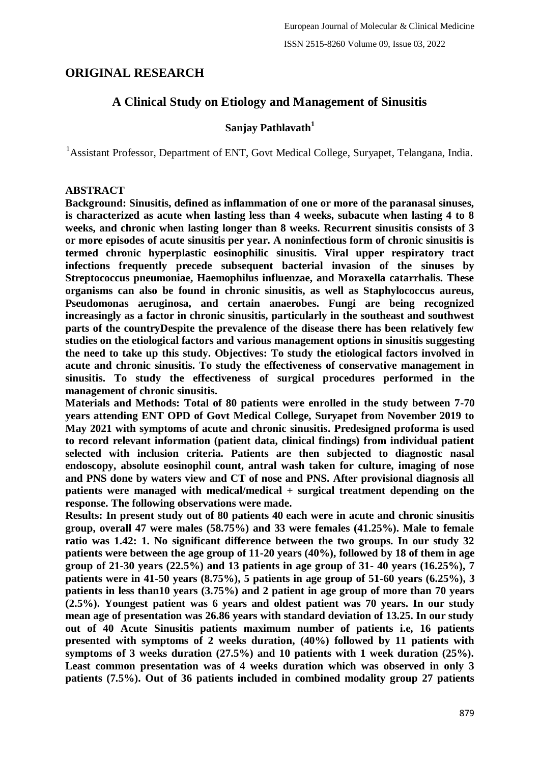## ORIGINAL RESEARCH

# A Clinical Study on Etiology and Management of Sinusitis

**Sanjay Pathlavath[1]**

[1]Assistant Professor, Department of ENT, Govt Medical College, Suryapet, Telangana, India.

### ABSTRACT

**Background: Sinusitis, defined as inflammation of one or more of the paranasal sinuses, is characterized as acute when lasting less than 4 weeks, subacute when lasting 4 to 8 weeks, and chronic when lasting longer than 8 weeks. Recurrent sinusitis consists of 3 or more episodes of acute sinusitis per year. A noninfectious form of chronic sinusitis is termed chronic hyperplastic eosinophilic sinusitis. Viral upper respiratory tract infections frequently precede subsequent bacterial invasion of the sinuses by Streptococcus pneumoniae, Haemophilus influenzae, and Moraxella catarrhalis. These organisms can also be found in chronic sinusitis, as well as Staphylococcus aureus, Pseudomonas aeruginosa, and certain anaerobes. Fungi are being recognized increasingly as a factor in chronic sinusitis, particularly in the southeast and southwest parts of the countryDespite the prevalence of the disease there has been relatively few studies on the etiological factors and various management options in sinusitis suggesting the need to take up this study. Objectives: To study the etiological factors involved in acute and chronic sinusitis. To study the effectiveness of conservative management in sinusitis. To study the effectiveness of surgical procedures performed in the management of chronic sinusitis.**

**Materials and Methods: Total of 80 patients were enrolled in the study between 7-70 years attending ENT OPD of Govt Medical College, Suryapet from November 2019 to May 2021 with symptoms of acute and chronic sinusitis. Predesigned proforma is used to record relevant information (patient data, clinical findings) from individual patient selected with inclusion criteria. Patients are then subjected to diagnostic nasal endoscopy, absolute eosinophil count, antral wash taken for culture, imaging of nose and PNS done by waters view and CT of nose and PNS. After provisional diagnosis all patients were managed with medical/medical + surgical treatment depending on the response. The following observations were made.**

**Results: In present study out of 80 patients 40 each were in acute and chronic sinusitis group, overall 47 were males (58.75%) and 33 were females (41.25%). Male to female ratio was 1.42: 1. No significant difference between the two groups. In our study 32 patients were between the age group of 11-20 years (40%), followed by 18 of them in age group of 21-30 years (22.5%) and 13 patients in age group of 31- 40 years (16.25%), 7 patients were in 41-50 years (8.75%), 5 patients in age group of 51-60 years (6.25%), 3 patients in less than10 years (3.75%) and 2 patient in age group of more than 70 years (2.5%). Youngest patient was 6 years and oldest patient was 70 years. In our study mean age of presentation was 26.86 years with standard deviation of 13.25. In our study out of 40 Acute Sinusitis patients maximum number of patients i.e, 16 patients presented with symptoms of 2 weeks duration, (40%) followed by 11 patients with symptoms of 3 weeks duration (27.5%) and 10 patients with 1 week duration (25%). Least common presentation was of 4 weeks duration which was observed in only 3 patients (7.5%). Out of 36 patients included in combined modality group 27 patients**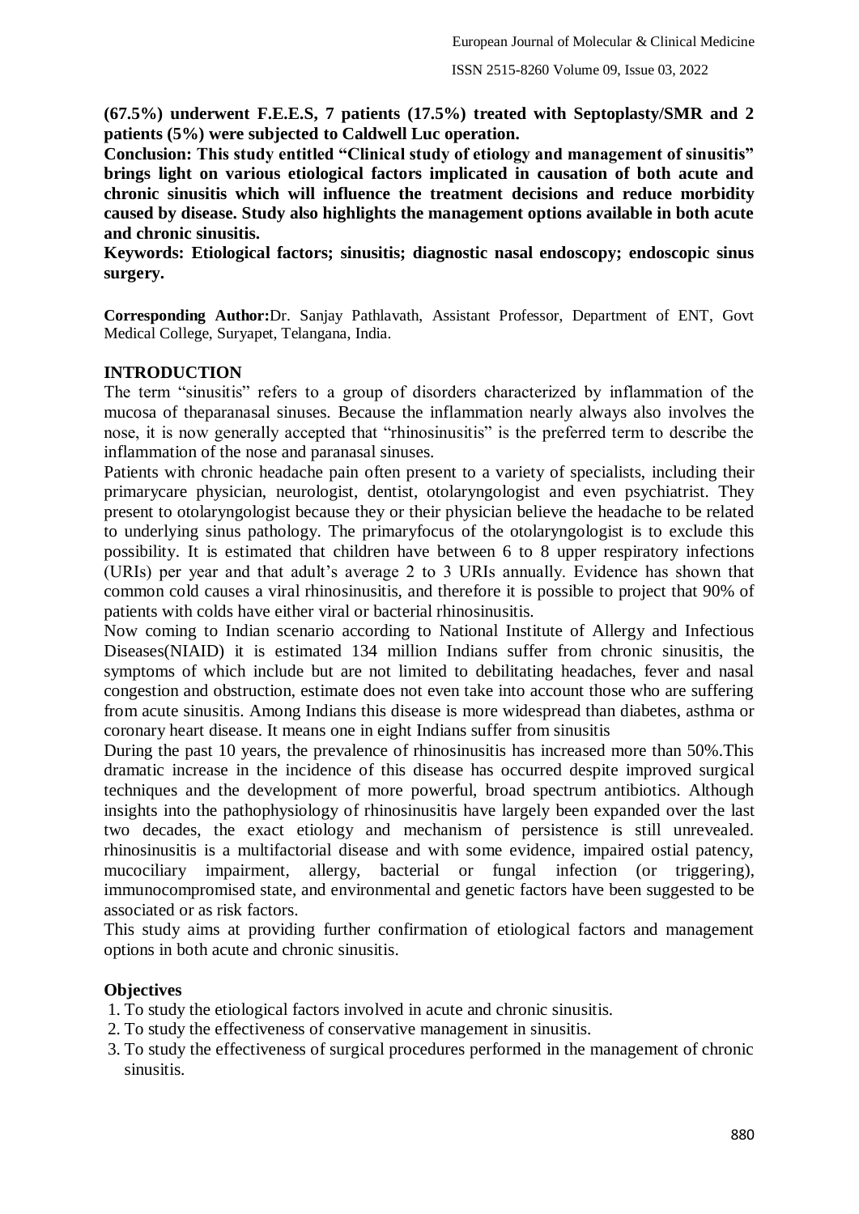**(67.5%) underwent F.E.E.S, 7 patients (17.5%) treated with Septoplasty/SMR and 2 patients (5%) were subjected to Caldwell Luc operation.**

**Conclusion: This study entitled "Clinical study of etiology and management of sinusitis" brings light on various etiological factors implicated in causation of both acute and chronic sinusitis which will influence the treatment decisions and reduce morbidity caused by disease. Study also highlights the management options available in both acute and chronic sinusitis.**

**Keywords: Etiological factors; sinusitis; diagnostic nasal endoscopy; endoscopic sinus surgery.**

**Corresponding Author:** Dr. Sanjay Pathlavath, Assistant Professor, Department of ENT, Govt Medical College, Suryapet, Telangana, India.

## INTRODUCTION

The term "sinusitis" refers to a group of disorders characterized by inflammation of the mucosa of theparanasal sinuses. Because the inflammation nearly always also involves the nose, it is now generally accepted that "rhinosinusitis" is the preferred term to describe the inflammation of the nose and paranasal sinuses.

Patients with chronic headache pain often present to a variety of specialists, including their primarycare physician, neurologist, dentist, otolaryngologist and even psychiatrist. They present to otolaryngologist because they or their physician believe the headache to be related to underlying sinus pathology. The primaryfocus of the otolaryngologist is to exclude this possibility. It is estimated that children have between 6 to 8 upper respiratory infections (URIs) per year and that adult's average 2 to 3 URIs annually. Evidence has shown that common cold causes a viral rhinosinusitis, and therefore it is possible to project that 90% of patients with colds have either viral or bacterial rhinosinusitis.

Now coming to Indian scenario according to National Institute of Allergy and Infectious Diseases(NIAID) it is estimated 134 million Indians suffer from chronic sinusitis, the symptoms of which include but are not limited to debilitating headaches, fever and nasal congestion and obstruction, estimate does not even take into account those who are suffering from acute sinusitis. Among Indians this disease is more widespread than diabetes, asthma or coronary heart disease. It means one in eight Indians suffer from sinusitis

During the past 10 years, the prevalence of rhinosinusitis has increased more than 50%.This dramatic increase in the incidence of this disease has occurred despite improved surgical techniques and the development of more powerful, broad spectrum antibiotics. Although insights into the pathophysiology of rhinosinusitis have largely been expanded over the last two decades, the exact etiology and mechanism of persistence is still unrevealed. rhinosinusitis is a multifactorial disease and with some evidence, impaired ostial patency, mucociliary impairment, allergy, bacterial or fungal infection (or triggering), immunocompromised state, and environmental and genetic factors have been suggested to be associated or as risk factors.

This study aims at providing further confirmation of etiological factors and management options in both acute and chronic sinusitis.

### Objectives

1. To study the etiological factors involved in acute and chronic sinusitis.
2. To study the effectiveness of conservative management in sinusitis.
3. To study the effectiveness of surgical procedures performed in the management of chronic sinusitis.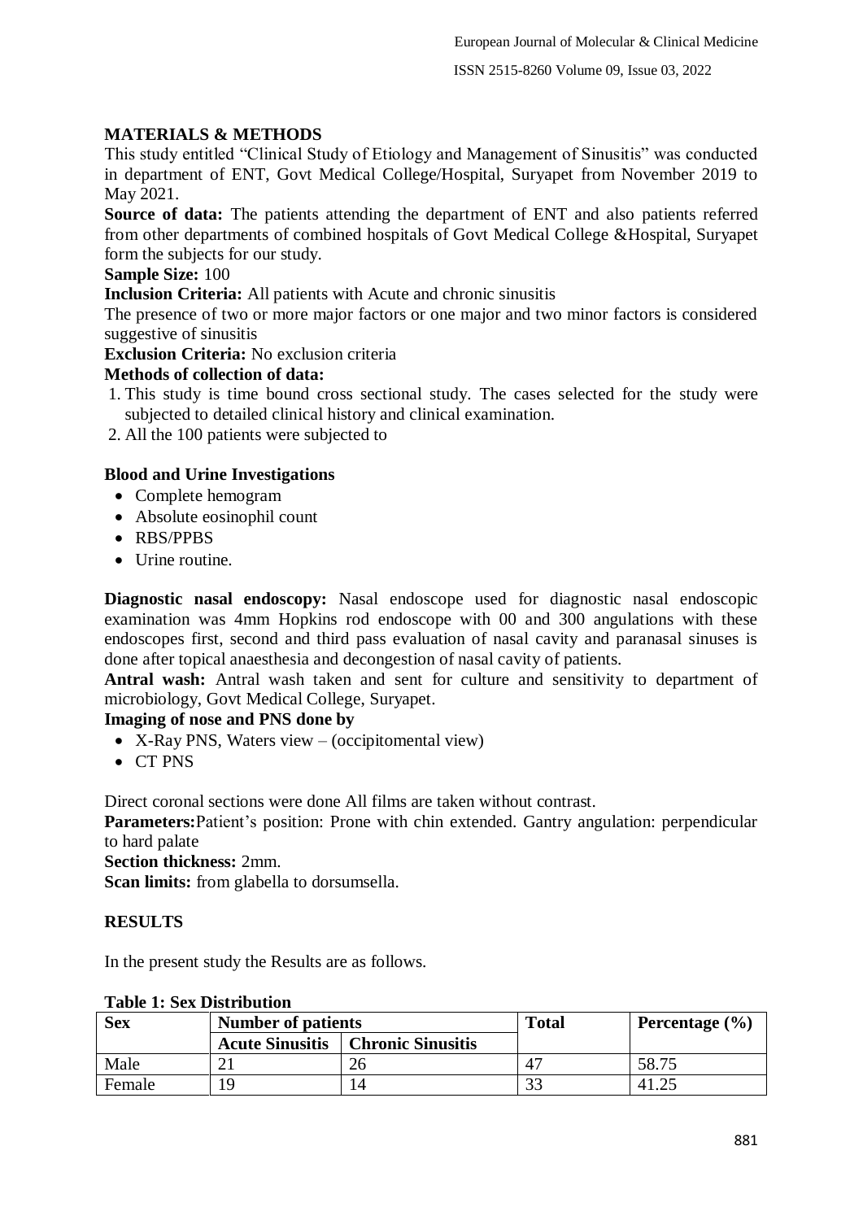## MATERIALS & METHODS

This study entitled "Clinical Study of Etiology and Management of Sinusitis" was conducted in department of ENT, Govt Medical College/Hospital, Suryapet from November 2019 to May 2021.

**Source of data:** The patients attending the department of ENT and also patients referred from other departments of combined hospitals of Govt Medical College &Hospital, Suryapet form the subjects for our study.

**Sample Size:** 100

**Inclusion Criteria:** All patients with Acute and chronic sinusitis

The presence of two or more major factors or one major and two minor factors is considered suggestive of sinusitis

**Exclusion Criteria:** No exclusion criteria

**Methods of collection of data:**

1. This study is time bound cross sectional study. The cases selected for the study were subjected to detailed clinical history and clinical examination.
2. All the 100 patients were subjected to

**Blood and Urine Investigations**

- Complete hemogram
- Absolute eosinophil count
- RBS/PPBS
- Urine routine.

**Diagnostic nasal endoscopy:** Nasal endoscope used for diagnostic nasal endoscopic examination was 4mm Hopkins rod endoscope with 00 and 300 angulations with these endoscopes first, second and third pass evaluation of nasal cavity and paranasal sinuses is done after topical anaesthesia and decongestion of nasal cavity of patients.

**Antral wash:** Antral wash taken and sent for culture and sensitivity to department of microbiology, Govt Medical College, Suryapet.

**Imaging of nose and PNS done by**

- X-Ray PNS, Waters view – (occipitomental view)
- CT PNS

Direct coronal sections were done All films are taken without contrast.

**Parameters:**Patient's position: Prone with chin extended. Gantry angulation: perpendicular to hard palate

**Section thickness:** 2mm.

**Scan limits:** from glabella to dorsumsella.

## RESULTS

In the present study the Results are as follows.

**Table 1: Sex Distribution**

| Sex | Number of patients | | Total | Percentage (%) |
|---|---|---|---|---|
| | Acute Sinusitis | Chronic Sinusitis | | |
| Male | 21 | 26 | 47 | 58.75 |
| Female | 19 | 14 | 33 | 41.25 |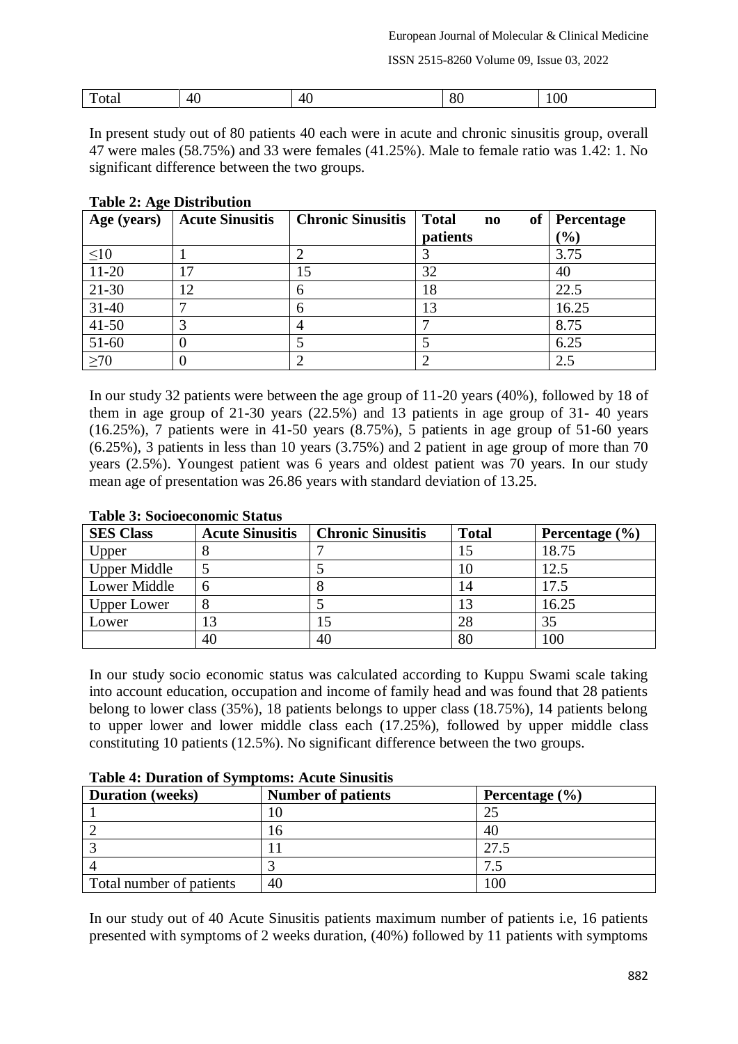| Total | 40 | 40 | 80 | 100 |
|---|---|---|---|---|

In present study out of 80 patients 40 each were in acute and chronic sinusitis group, overall 47 were males (58.75%) and 33 were females (41.25%). Male to female ratio was 1.42: 1. No significant difference between the two groups.

**Table 2: Age Distribution**

| Age (years) | Acute Sinusitis | Chronic Sinusitis | Total no of patients | Percentage (%) |
|---|---|---|---|---|
| ≤10 | 1 | 2 | 3 | 3.75 |
| 11-20 | 17 | 15 | 32 | 40 |
| 21-30 | 12 | 6 | 18 | 22.5 |
| 31-40 | 7 | 6 | 13 | 16.25 |
| 41-50 | 3 | 4 | 7 | 8.75 |
| 51-60 | 0 | 5 | 5 | 6.25 |
| ≥70 | 0 | 2 | 2 | 2.5 |

In our study 32 patients were between the age group of 11-20 years (40%), followed by 18 of them in age group of 21-30 years (22.5%) and 13 patients in age group of 31- 40 years (16.25%), 7 patients were in 41-50 years (8.75%), 5 patients in age group of 51-60 years (6.25%), 3 patients in less than 10 years (3.75%) and 2 patient in age group of more than 70 years (2.5%). Youngest patient was 6 years and oldest patient was 70 years. In our study mean age of presentation was 26.86 years with standard deviation of 13.25.

**Table 3: Socioeconomic Status**

| SES Class | Acute Sinusitis | Chronic Sinusitis | Total | Percentage (%) |
|---|---|---|---|---|
| Upper | 8 | 7 | 15 | 18.75 |
| Upper Middle | 5 | 5 | 10 | 12.5 |
| Lower Middle | 6 | 8 | 14 | 17.5 |
| Upper Lower | 8 | 5 | 13 | 16.25 |
| Lower | 13 | 15 | 28 | 35 |
| | 40 | 40 | 80 | 100 |

In our study socio economic status was calculated according to Kuppu Swami scale taking into account education, occupation and income of family head and was found that 28 patients belong to lower class (35%), 18 patients belongs to upper class (18.75%), 14 patients belong to upper lower and lower middle class each (17.25%), followed by upper middle class constituting 10 patients (12.5%). No significant difference between the two groups.

**Table 4: Duration of Symptoms: Acute Sinusitis**

| Duration (weeks) | Number of patients | Percentage (%) |
|---|---|---|
| 1 | 10 | 25 |
| 2 | 16 | 40 |
| 3 | 11 | 27.5 |
| 4 | 3 | 7.5 |
| Total number of patients | 40 | 100 |

In our study out of 40 Acute Sinusitis patients maximum number of patients i.e, 16 patients presented with symptoms of 2 weeks duration, (40%) followed by 11 patients with symptoms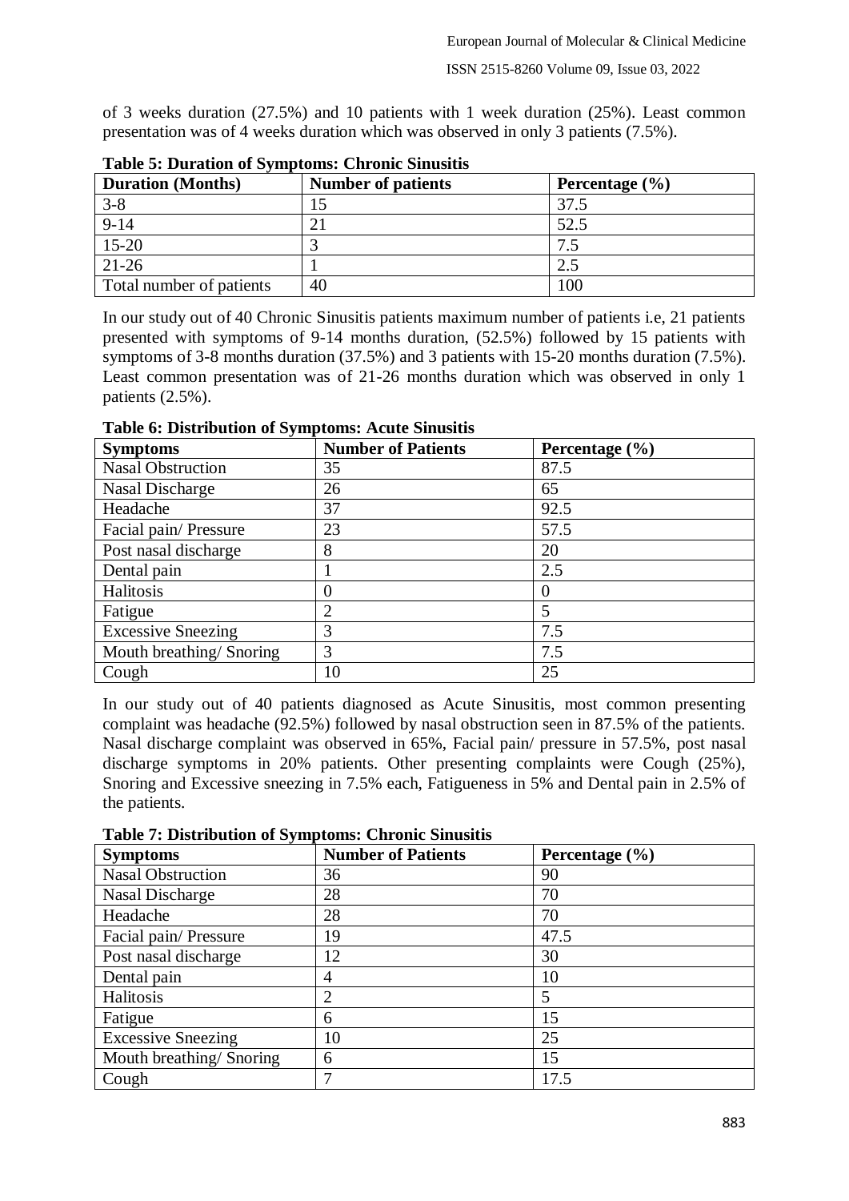of 3 weeks duration (27.5%) and 10 patients with 1 week duration (25%). Least common presentation was of 4 weeks duration which was observed in only 3 patients (7.5%).

**Table 5: Duration of Symptoms: Chronic Sinusitis**

| Duration (Months) | Number of patients | Percentage (%) |
|---|---|---|
| 3-8 | 15 | 37.5 |
| 9-14 | 21 | 52.5 |
| 15-20 | 3 | 7.5 |
| 21-26 | 1 | 2.5 |
| Total number of patients | 40 | 100 |

In our study out of 40 Chronic Sinusitis patients maximum number of patients i.e, 21 patients presented with symptoms of 9-14 months duration, (52.5%) followed by 15 patients with symptoms of 3-8 months duration (37.5%) and 3 patients with 15-20 months duration (7.5%). Least common presentation was of 21-26 months duration which was observed in only 1 patients (2.5%).

**Table 6: Distribution of Symptoms: Acute Sinusitis**

| Symptoms | Number of Patients | Percentage (%) |
|---|---|---|
| Nasal Obstruction | 35 | 87.5 |
| Nasal Discharge | 26 | 65 |
| Headache | 37 | 92.5 |
| Facial pain/ Pressure | 23 | 57.5 |
| Post nasal discharge | 8 | 20 |
| Dental pain | 1 | 2.5 |
| Halitosis | 0 | 0 |
| Fatigue | 2 | 5 |
| Excessive Sneezing | 3 | 7.5 |
| Mouth breathing/ Snoring | 3 | 7.5 |
| Cough | 10 | 25 |

In our study out of 40 patients diagnosed as Acute Sinusitis, most common presenting complaint was headache (92.5%) followed by nasal obstruction seen in 87.5% of the patients. Nasal discharge complaint was observed in 65%, Facial pain/ pressure in 57.5%, post nasal discharge symptoms in 20% patients. Other presenting complaints were Cough (25%), Snoring and Excessive sneezing in 7.5% each, Fatigueness in 5% and Dental pain in 2.5% of the patients.

**Table 7: Distribution of Symptoms: Chronic Sinusitis**

| Symptoms | Number of Patients | Percentage (%) |
|---|---|---|
| Nasal Obstruction | 36 | 90 |
| Nasal Discharge | 28 | 70 |
| Headache | 28 | 70 |
| Facial pain/ Pressure | 19 | 47.5 |
| Post nasal discharge | 12 | 30 |
| Dental pain | 4 | 10 |
| Halitosis | 2 | 5 |
| Fatigue | 6 | 15 |
| Excessive Sneezing | 10 | 25 |
| Mouth breathing/ Snoring | 6 | 15 |
| Cough | 7 | 17.5 |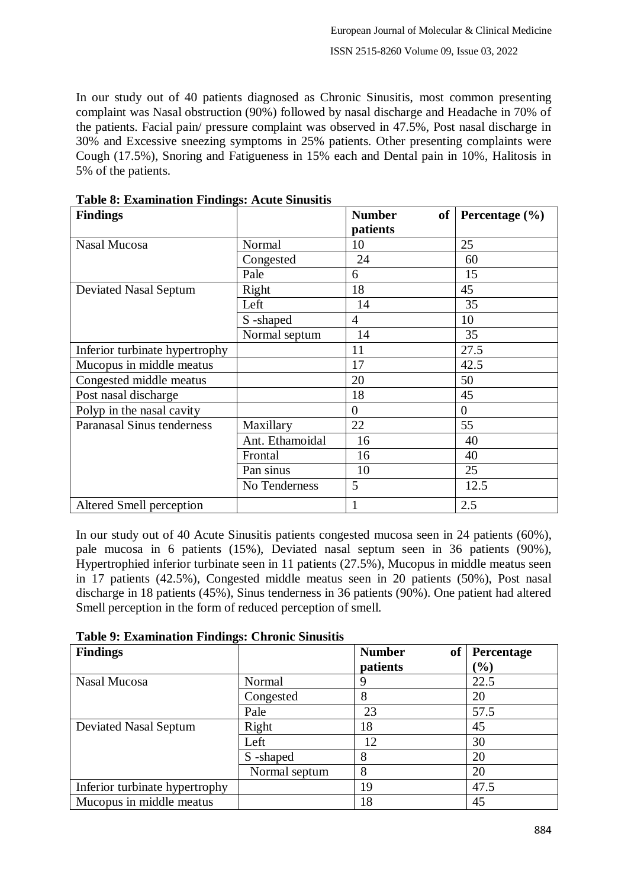In our study out of 40 patients diagnosed as Chronic Sinusitis, most common presenting complaint was Nasal obstruction (90%) followed by nasal discharge and Headache in 70% of the patients. Facial pain/ pressure complaint was observed in 47.5%, Post nasal discharge in 30% and Excessive sneezing symptoms in 25% patients. Other presenting complaints were Cough (17.5%), Snoring and Fatigueness in 15% each and Dental pain in 10%, Halitosis in 5% of the patients.

**Table 8: Examination Findings: Acute Sinusitis**

| Findings | | Number of patients | Percentage (%) |
|---|---|---|---|
| Nasal Mucosa | Normal | 10 | 25 |
| | Congested | 24 | 60 |
| | Pale | 6 | 15 |
| Deviated Nasal Septum | Right | 18 | 45 |
| | Left | 14 | 35 |
| | S -shaped | 4 | 10 |
| | Normal septum | 14 | 35 |
| Inferior turbinate hypertrophy | | 11 | 27.5 |
| Mucopus in middle meatus | | 17 | 42.5 |
| Congested middle meatus | | 20 | 50 |
| Post nasal discharge | | 18 | 45 |
| Polyp in the nasal cavity | | 0 | 0 |
| Paranasal Sinus tenderness | Maxillary | 22 | 55 |
| | Ant. Ethamoidal | 16 | 40 |
| | Frontal | 16 | 40 |
| | Pan sinus | 10 | 25 |
| | No Tenderness | 5 | 12.5 |
| Altered Smell perception | | 1 | 2.5 |

In our study out of 40 Acute Sinusitis patients congested mucosa seen in 24 patients (60%), pale mucosa in 6 patients (15%), Deviated nasal septum seen in 36 patients (90%), Hypertrophied inferior turbinate seen in 11 patients (27.5%), Mucopus in middle meatus seen in 17 patients (42.5%), Congested middle meatus seen in 20 patients (50%), Post nasal discharge in 18 patients (45%), Sinus tenderness in 36 patients (90%). One patient had altered Smell perception in the form of reduced perception of smell.

**Table 9: Examination Findings: Chronic Sinusitis**

| Findings | | Number of patients | Percentage (%) |
|---|---|---|---|
| Nasal Mucosa | Normal | 9 | 22.5 |
| | Congested | 8 | 20 |
| | Pale | 23 | 57.5 |
| Deviated Nasal Septum | Right | 18 | 45 |
| | Left | 12 | 30 |
| | S -shaped | 8 | 20 |
| | Normal septum | 8 | 20 |
| Inferior turbinate hypertrophy | | 19 | 47.5 |
| Mucopus in middle meatus | | 18 | 45 |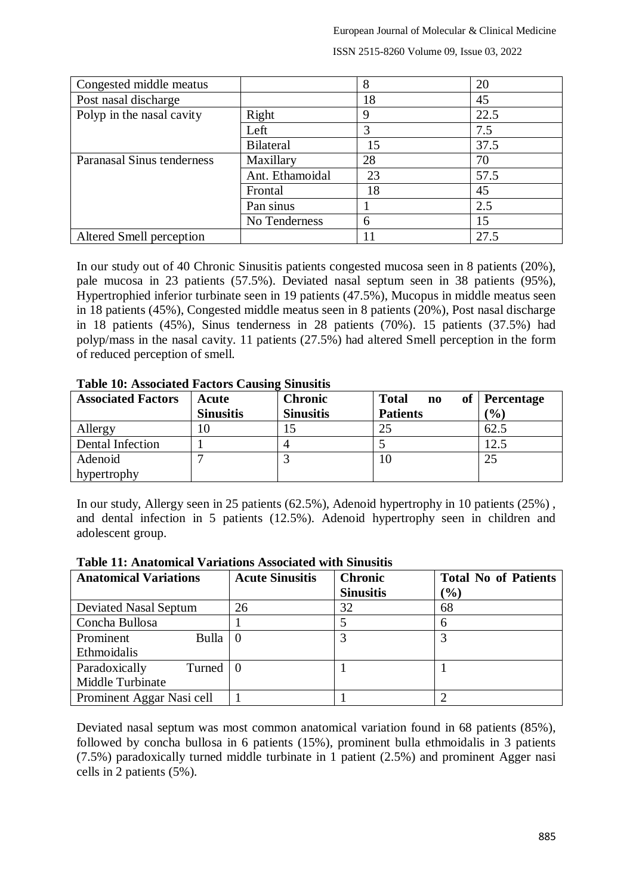| Congested middle meatus | | 8 | 20 |
|---|---|---|---|
| Post nasal discharge | | 18 | 45 |
| Polyp in the nasal cavity | Right | 9 | 22.5 |
| | Left | 3 | 7.5 |
| | Bilateral | 15 | 37.5 |
| Paranasal Sinus tenderness | Maxillary | 28 | 70 |
| | Ant. Ethamoidal | 23 | 57.5 |
| | Frontal | 18 | 45 |
| | Pan sinus | 1 | 2.5 |
| | No Tenderness | 6 | 15 |
| Altered Smell perception | | 11 | 27.5 |

In our study out of 40 Chronic Sinusitis patients congested mucosa seen in 8 patients (20%), pale mucosa in 23 patients (57.5%). Deviated nasal septum seen in 38 patients (95%), Hypertrophied inferior turbinate seen in 19 patients (47.5%), Mucopus in middle meatus seen in 18 patients (45%), Congested middle meatus seen in 8 patients (20%), Post nasal discharge in 18 patients (45%), Sinus tenderness in 28 patients (70%). 15 patients (37.5%) had polyp/mass in the nasal cavity. 11 patients (27.5%) had altered Smell perception in the form of reduced perception of smell.

**Table 10: Associated Factors Causing Sinusitis**

| Associated Factors | Acute Sinusitis | Chronic Sinusitis | Total no of Patients | Percentage (%) |
|---|---|---|---|---|
| Allergy | 10 | 15 | 25 | 62.5 |
| Dental Infection | 1 | 4 | 5 | 12.5 |
| Adenoid hypertrophy | 7 | 3 | 10 | 25 |

In our study, Allergy seen in 25 patients (62.5%), Adenoid hypertrophy in 10 patients (25%) , and dental infection in 5 patients (12.5%). Adenoid hypertrophy seen in children and adolescent group.

**Table 11: Anatomical Variations Associated with Sinusitis**

| Anatomical Variations | Acute Sinusitis | Chronic Sinusitis | Total No of Patients (%) |
|---|---|---|---|
| Deviated Nasal Septum | 26 | 32 | 68 |
| Concha Bullosa | 1 | 5 | 6 |
| Prominent Bulla Ethmoidalis | 0 | 3 | 3 |
| Paradoxically Turned Middle Turbinate | 0 | 1 | 1 |
| Prominent Aggar Nasi cell | 1 | 1 | 2 |

Deviated nasal septum was most common anatomical variation found in 68 patients (85%), followed by concha bullosa in 6 patients (15%), prominent bulla ethmoidalis in 3 patients (7.5%) paradoxically turned middle turbinate in 1 patient (2.5%) and prominent Agger nasi cells in 2 patients (5%).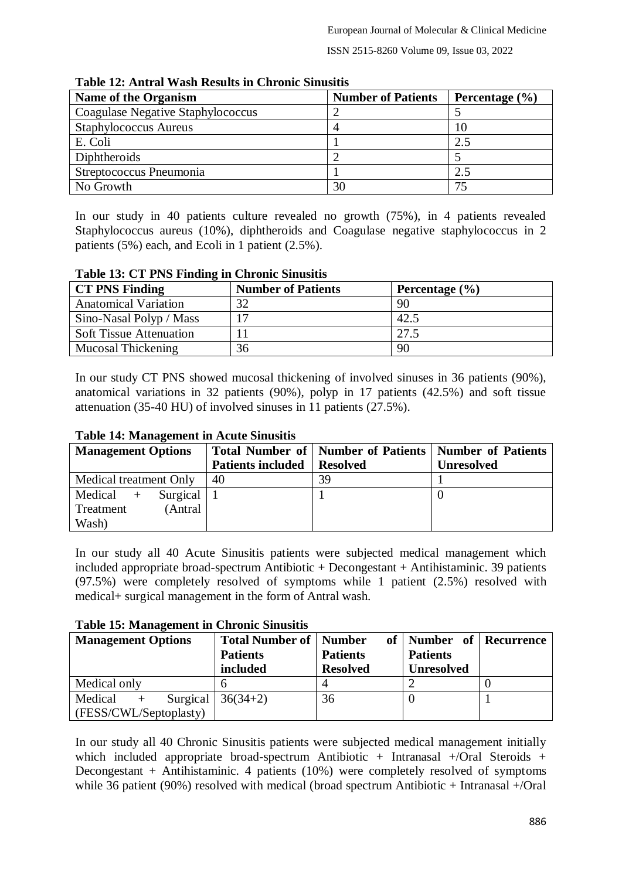**Table 12: Antral Wash Results in Chronic Sinusitis**

| Name of the Organism | Number of Patients | Percentage (%) |
|---|---|---|
| Coagulase Negative Staphylococcus | 2 | 5 |
| Staphylococcus Aureus | 4 | 10 |
| E. Coli | 1 | 2.5 |
| Diphtheroids | 2 | 5 |
| Streptococcus Pneumonia | 1 | 2.5 |
| No Growth | 30 | 75 |

In our study in 40 patients culture revealed no growth (75%), in 4 patients revealed Staphylococcus aureus (10%), diphtheroids and Coagulase negative staphylococcus in 2 patients (5%) each, and Ecoli in 1 patient (2.5%).

**Table 13: CT PNS Finding in Chronic Sinusitis**

| CT PNS Finding | Number of Patients | Percentage (%) |
|---|---|---|
| Anatomical Variation | 32 | 90 |
| Sino-Nasal Polyp / Mass | 17 | 42.5 |
| Soft Tissue Attenuation | 11 | 27.5 |
| Mucosal Thickening | 36 | 90 |

In our study CT PNS showed mucosal thickening of involved sinuses in 36 patients (90%), anatomical variations in 32 patients (90%), polyp in 17 patients (42.5%) and soft tissue attenuation (35-40 HU) of involved sinuses in 11 patients (27.5%).

**Table 14: Management in Acute Sinusitis**

| Management Options | Total Number of Patients included | Number of Patients Resolved | Number of Patients Unresolved |
|---|---|---|---|
| Medical treatment Only | 40 | 39 | 1 |
| Medical + Surgical Treatment (Antral Wash) | 1 | 1 | 0 |

In our study all 40 Acute Sinusitis patients were subjected medical management which included appropriate broad-spectrum Antibiotic + Decongestant + Antihistaminic. 39 patients (97.5%) were completely resolved of symptoms while 1 patient (2.5%) resolved with medical+ surgical management in the form of Antral wash.

**Table 15: Management in Chronic Sinusitis**

| Management Options | Total Number of Patients included | Number of Patients Resolved | Number of Patients Unresolved | Recurrence |
|---|---|---|---|---|
| Medical only | 6 | 4 | 2 | 0 |
| Medical + Surgical (FESS/CWL/Septoplasty) | 36(34+2) | 36 | 0 | 1 |

In our study all 40 Chronic Sinusitis patients were subjected medical management initially which included appropriate broad-spectrum Antibiotic + Intranasal +/Oral Steroids + Decongestant + Antihistaminic. 4 patients (10%) were completely resolved of symptoms while 36 patient (90%) resolved with medical (broad spectrum Antibiotic + Intranasal +/Oral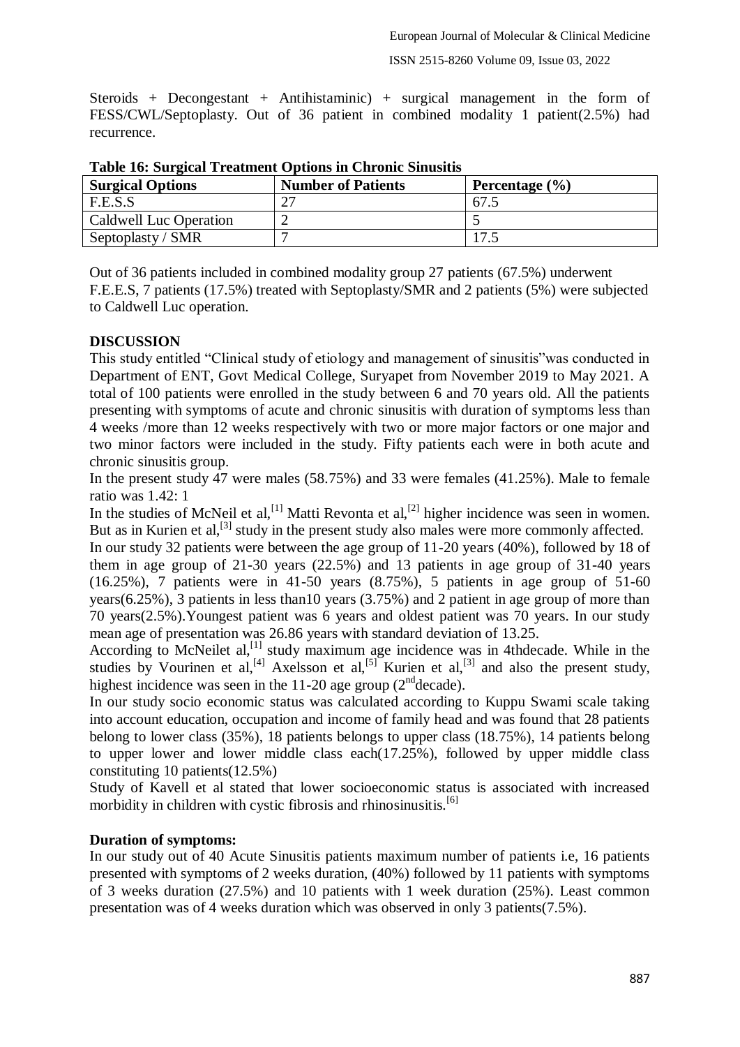Steroids + Decongestant + Antihistaminic) + surgical management in the form of FESS/CWL/Septoplasty. Out of 36 patient in combined modality 1 patient(2.5%) had recurrence.

**Table 16: Surgical Treatment Options in Chronic Sinusitis**

| Surgical Options | Number of Patients | Percentage (%) |
| --- | --- | --- |
| F.E.S.S | 27 | 67.5 |
| Caldwell Luc Operation | 2 | 5 |
| Septoplasty / SMR | 7 | 17.5 |

Out of 36 patients included in combined modality group 27 patients (67.5%) underwent F.E.E.S, 7 patients (17.5%) treated with Septoplasty/SMR and 2 patients (5%) were subjected to Caldwell Luc operation.

**DISCUSSION**

This study entitled "Clinical study of etiology and management of sinusitis"was conducted in Department of ENT, Govt Medical College, Suryapet from November 2019 to May 2021. A total of 100 patients were enrolled in the study between 6 and 70 years old. All the patients presenting with symptoms of acute and chronic sinusitis with duration of symptoms less than 4 weeks /more than 12 weeks respectively with two or more major factors or one major and two minor factors were included in the study. Fifty patients each were in both acute and chronic sinusitis group.

In the present study 47 were males (58.75%) and 33 were females (41.25%). Male to female ratio was 1.42: 1

In the studies of McNeil et al,[1] Matti Revonta et al,[2] higher incidence was seen in women. But as in Kurien et al,[3] study in the present study also males were more commonly affected.

In our study 32 patients were between the age group of 11-20 years (40%), followed by 18 of them in age group of 21-30 years (22.5%) and 13 patients in age group of 31-40 years (16.25%), 7 patients were in 41-50 years (8.75%), 5 patients in age group of 51-60 years(6.25%), 3 patients in less than10 years (3.75%) and 2 patient in age group of more than 70 years(2.5%).Youngest patient was 6 years and oldest patient was 70 years. In our study mean age of presentation was 26.86 years with standard deviation of 13.25.

According to McNeilet al,[1] study maximum age incidence was in 4thdecade. While in the studies by Vourinen et al,[4] Axelsson et al,[5] Kurien et al,[3] and also the present study, highest incidence was seen in the 11-20 age group (2nddecade).

In our study socio economic status was calculated according to Kuppu Swami scale taking into account education, occupation and income of family head and was found that 28 patients belong to lower class (35%), 18 patients belongs to upper class (18.75%), 14 patients belong to upper lower and lower middle class each(17.25%), followed by upper middle class constituting 10 patients(12.5%)

Study of Kavell et al stated that lower socioeconomic status is associated with increased morbidity in children with cystic fibrosis and rhinosinusitis.[6]

**Duration of symptoms:**

In our study out of 40 Acute Sinusitis patients maximum number of patients i.e, 16 patients presented with symptoms of 2 weeks duration, (40%) followed by 11 patients with symptoms of 3 weeks duration (27.5%) and 10 patients with 1 week duration (25%). Least common presentation was of 4 weeks duration which was observed in only 3 patients(7.5%).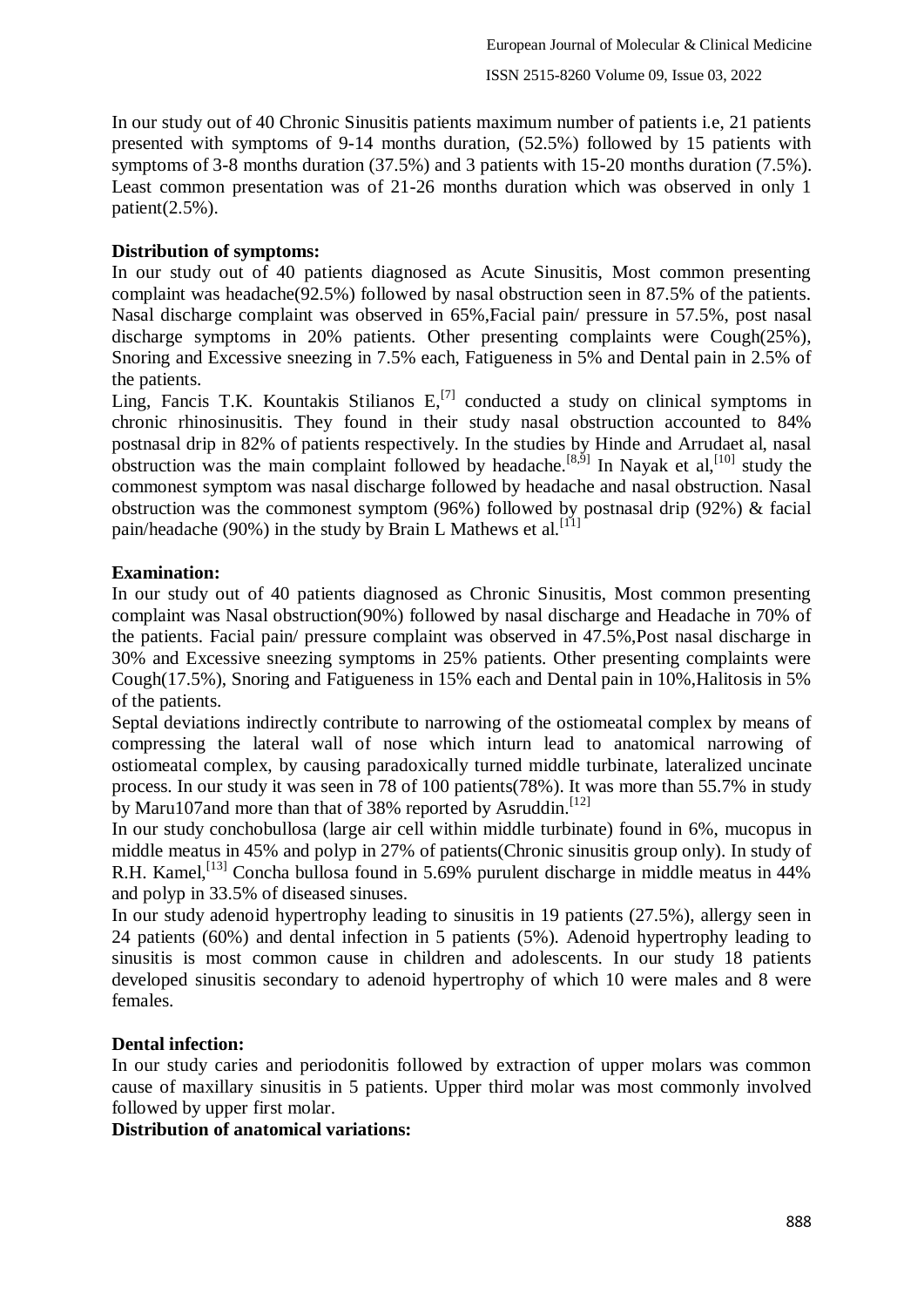In our study out of 40 Chronic Sinusitis patients maximum number of patients i.e, 21 patients presented with symptoms of 9-14 months duration, (52.5%) followed by 15 patients with symptoms of 3-8 months duration (37.5%) and 3 patients with 15-20 months duration (7.5%). Least common presentation was of 21-26 months duration which was observed in only 1 patient(2.5%).

**Distribution of symptoms:**

In our study out of 40 patients diagnosed as Acute Sinusitis, Most common presenting complaint was headache(92.5%) followed by nasal obstruction seen in 87.5% of the patients. Nasal discharge complaint was observed in 65%,Facial pain/ pressure in 57.5%, post nasal discharge symptoms in 20% patients. Other presenting complaints were Cough(25%), Snoring and Excessive sneezing in 7.5% each, Fatigueness in 5% and Dental pain in 2.5% of the patients.

Ling, Fancis T.K. Kountakis Stilianos E,[7] conducted a study on clinical symptoms in chronic rhinosinusitis. They found in their study nasal obstruction accounted to 84% postnasal drip in 82% of patients respectively. In the studies by Hinde and Arrudaet al, nasal obstruction was the main complaint followed by headache.[8,9] In Nayak et al,[10] study the commonest symptom was nasal discharge followed by headache and nasal obstruction. Nasal obstruction was the commonest symptom (96%) followed by postnasal drip (92%) & facial pain/headache (90%) in the study by Brain L Mathews et al.[11]

**Examination:**

In our study out of 40 patients diagnosed as Chronic Sinusitis, Most common presenting complaint was Nasal obstruction(90%) followed by nasal discharge and Headache in 70% of the patients. Facial pain/ pressure complaint was observed in 47.5%,Post nasal discharge in 30% and Excessive sneezing symptoms in 25% patients. Other presenting complaints were Cough(17.5%), Snoring and Fatigueness in 15% each and Dental pain in 10%,Halitosis in 5% of the patients.

Septal deviations indirectly contribute to narrowing of the ostiomeatal complex by means of compressing the lateral wall of nose which inturn lead to anatomical narrowing of ostiomeatal complex, by causing paradoxically turned middle turbinate, lateralized uncinate process. In our study it was seen in 78 of 100 patients(78%). It was more than 55.7% in study by Maru107and more than that of 38% reported by Asruddin.[12]

In our study conchobullosa (large air cell within middle turbinate) found in 6%, mucopus in middle meatus in 45% and polyp in 27% of patients(Chronic sinusitis group only). In study of R.H. Kamel,[13] Concha bullosa found in 5.69% purulent discharge in middle meatus in 44% and polyp in 33.5% of diseased sinuses.

In our study adenoid hypertrophy leading to sinusitis in 19 patients (27.5%), allergy seen in 24 patients (60%) and dental infection in 5 patients (5%). Adenoid hypertrophy leading to sinusitis is most common cause in children and adolescents. In our study 18 patients developed sinusitis secondary to adenoid hypertrophy of which 10 were males and 8 were females.

**Dental infection:**

In our study caries and periodonitis followed by extraction of upper molars was common cause of maxillary sinusitis in 5 patients. Upper third molar was most commonly involved followed by upper first molar.

**Distribution of anatomical variations:**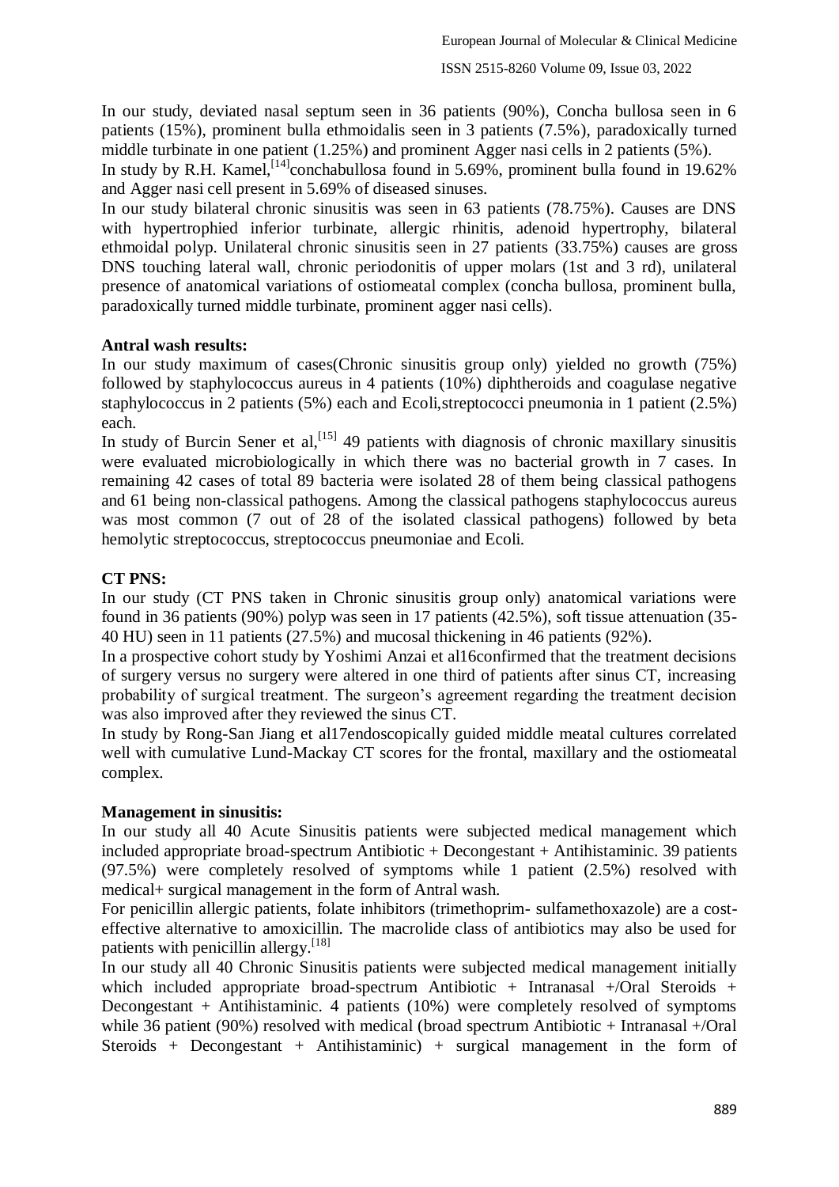In our study, deviated nasal septum seen in 36 patients (90%), Concha bullosa seen in 6 patients (15%), prominent bulla ethmoidalis seen in 3 patients (7.5%), paradoxically turned middle turbinate in one patient (1.25%) and prominent Agger nasi cells in 2 patients (5%).

In study by R.H. Kamel,[14]conchabullosa found in 5.69%, prominent bulla found in 19.62% and Agger nasi cell present in 5.69% of diseased sinuses.

In our study bilateral chronic sinusitis was seen in 63 patients (78.75%). Causes are DNS with hypertrophied inferior turbinate, allergic rhinitis, adenoid hypertrophy, bilateral ethmoidal polyp. Unilateral chronic sinusitis seen in 27 patients (33.75%) causes are gross DNS touching lateral wall, chronic periodonitis of upper molars (1st and 3 rd), unilateral presence of anatomical variations of ostiomeatal complex (concha bullosa, prominent bulla, paradoxically turned middle turbinate, prominent agger nasi cells).

**Antral wash results:**

In our study maximum of cases(Chronic sinusitis group only) yielded no growth (75%) followed by staphylococcus aureus in 4 patients (10%) diphtheroids and coagulase negative staphylococcus in 2 patients (5%) each and Ecoli,streptococci pneumonia in 1 patient (2.5%) each.

In study of Burcin Sener et al,[15] 49 patients with diagnosis of chronic maxillary sinusitis were evaluated microbiologically in which there was no bacterial growth in 7 cases. In remaining 42 cases of total 89 bacteria were isolated 28 of them being classical pathogens and 61 being non-classical pathogens. Among the classical pathogens staphylococcus aureus was most common (7 out of 28 of the isolated classical pathogens) followed by beta hemolytic streptococcus, streptococcus pneumoniae and Ecoli.

**CT PNS:**

In our study (CT PNS taken in Chronic sinusitis group only) anatomical variations were found in 36 patients (90%) polyp was seen in 17 patients (42.5%), soft tissue attenuation (35-40 HU) seen in 11 patients (27.5%) and mucosal thickening in 46 patients (92%).

In a prospective cohort study by Yoshimi Anzai et al16confirmed that the treatment decisions of surgery versus no surgery were altered in one third of patients after sinus CT, increasing probability of surgical treatment. The surgeon's agreement regarding the treatment decision was also improved after they reviewed the sinus CT.

In study by Rong-San Jiang et al17endoscopically guided middle meatal cultures correlated well with cumulative Lund-Mackay CT scores for the frontal, maxillary and the ostiomeatal complex.

**Management in sinusitis:**

In our study all 40 Acute Sinusitis patients were subjected medical management which included appropriate broad-spectrum Antibiotic + Decongestant + Antihistaminic. 39 patients (97.5%) were completely resolved of symptoms while 1 patient (2.5%) resolved with medical+ surgical management in the form of Antral wash.

For penicillin allergic patients, folate inhibitors (trimethoprim- sulfamethoxazole) are a cost-effective alternative to amoxicillin. The macrolide class of antibiotics may also be used for patients with penicillin allergy.[18]

In our study all 40 Chronic Sinusitis patients were subjected medical management initially which included appropriate broad-spectrum Antibiotic + Intranasal +/Oral Steroids + Decongestant + Antihistaminic. 4 patients (10%) were completely resolved of symptoms while 36 patient (90%) resolved with medical (broad spectrum Antibiotic + Intranasal +/Oral Steroids + Decongestant + Antihistaminic) + surgical management in the form of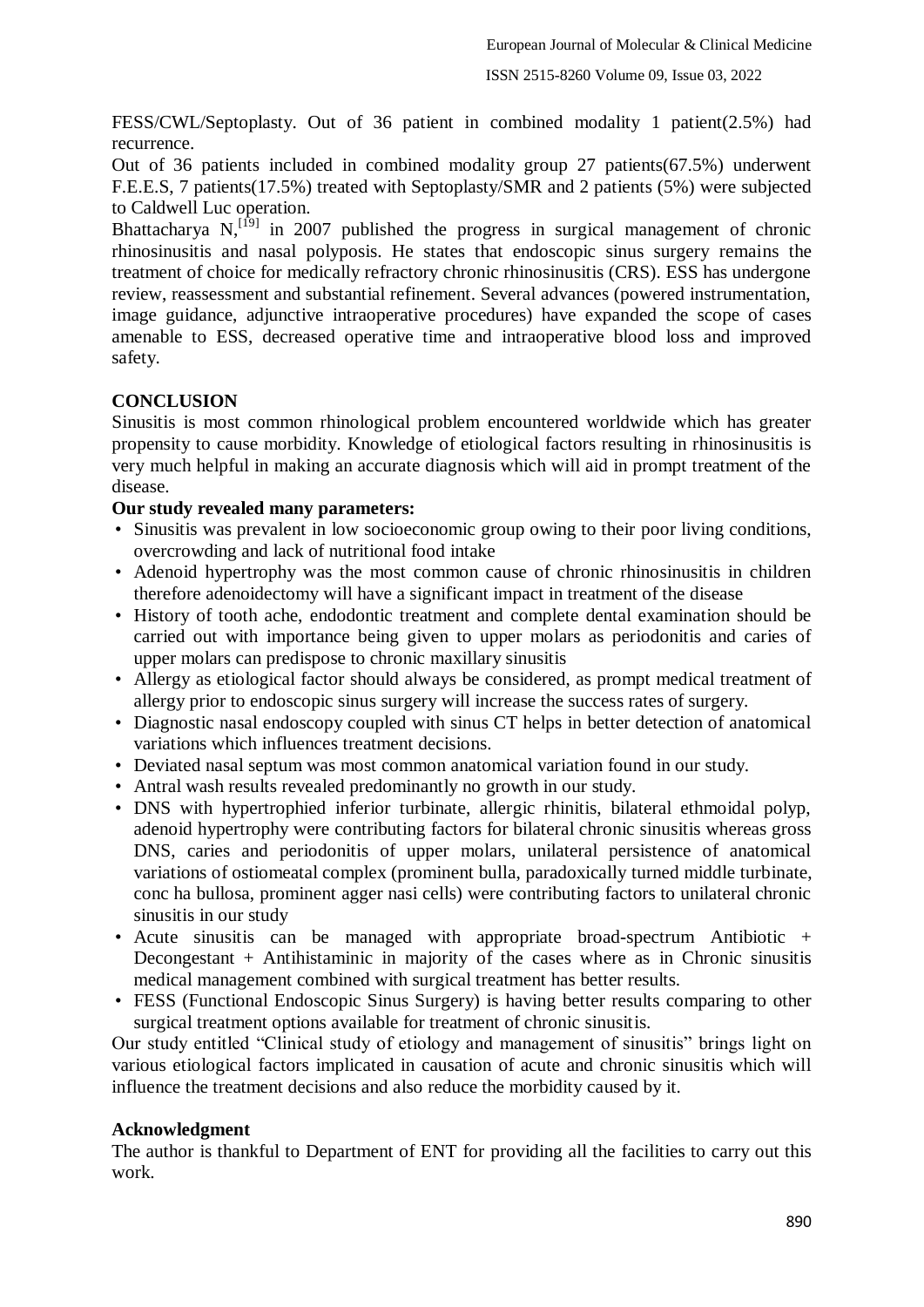FESS/CWL/Septoplasty. Out of 36 patient in combined modality 1 patient(2.5%) had recurrence.

Out of 36 patients included in combined modality group 27 patients(67.5%) underwent F.E.E.S, 7 patients(17.5%) treated with Septoplasty/SMR and 2 patients (5%) were subjected to Caldwell Luc operation.

Bhattacharya N,[19] in 2007 published the progress in surgical management of chronic rhinosinusitis and nasal polyposis. He states that endoscopic sinus surgery remains the treatment of choice for medically refractory chronic rhinosinusitis (CRS). ESS has undergone review, reassessment and substantial refinement. Several advances (powered instrumentation, image guidance, adjunctive intraoperative procedures) have expanded the scope of cases amenable to ESS, decreased operative time and intraoperative blood loss and improved safety.

## CONCLUSION

Sinusitis is most common rhinological problem encountered worldwide which has greater propensity to cause morbidity. Knowledge of etiological factors resulting in rhinosinusitis is very much helpful in making an accurate diagnosis which will aid in prompt treatment of the disease.

**Our study revealed many parameters:**

- Sinusitis was prevalent in low socioeconomic group owing to their poor living conditions, overcrowding and lack of nutritional food intake
- Adenoid hypertrophy was the most common cause of chronic rhinosinusitis in children therefore adenoidectomy will have a significant impact in treatment of the disease
- History of tooth ache, endodontic treatment and complete dental examination should be carried out with importance being given to upper molars as periodonitis and caries of upper molars can predispose to chronic maxillary sinusitis
- Allergy as etiological factor should always be considered, as prompt medical treatment of allergy prior to endoscopic sinus surgery will increase the success rates of surgery.
- Diagnostic nasal endoscopy coupled with sinus CT helps in better detection of anatomical variations which influences treatment decisions.
- Deviated nasal septum was most common anatomical variation found in our study.
- Antral wash results revealed predominantly no growth in our study.
- DNS with hypertrophied inferior turbinate, allergic rhinitis, bilateral ethmoidal polyp, adenoid hypertrophy were contributing factors for bilateral chronic sinusitis whereas gross DNS, caries and periodonitis of upper molars, unilateral persistence of anatomical variations of ostiomeatal complex (prominent bulla, paradoxically turned middle turbinate, conc ha bullosa, prominent agger nasi cells) were contributing factors to unilateral chronic sinusitis in our study
- Acute sinusitis can be managed with appropriate broad-spectrum Antibiotic + Decongestant + Antihistaminic in majority of the cases where as in Chronic sinusitis medical management combined with surgical treatment has better results.
- FESS (Functional Endoscopic Sinus Surgery) is having better results comparing to other surgical treatment options available for treatment of chronic sinusitis.

Our study entitled "Clinical study of etiology and management of sinusitis" brings light on various etiological factors implicated in causation of acute and chronic sinusitis which will influence the treatment decisions and also reduce the morbidity caused by it.

### Acknowledgment

The author is thankful to Department of ENT for providing all the facilities to carry out this work.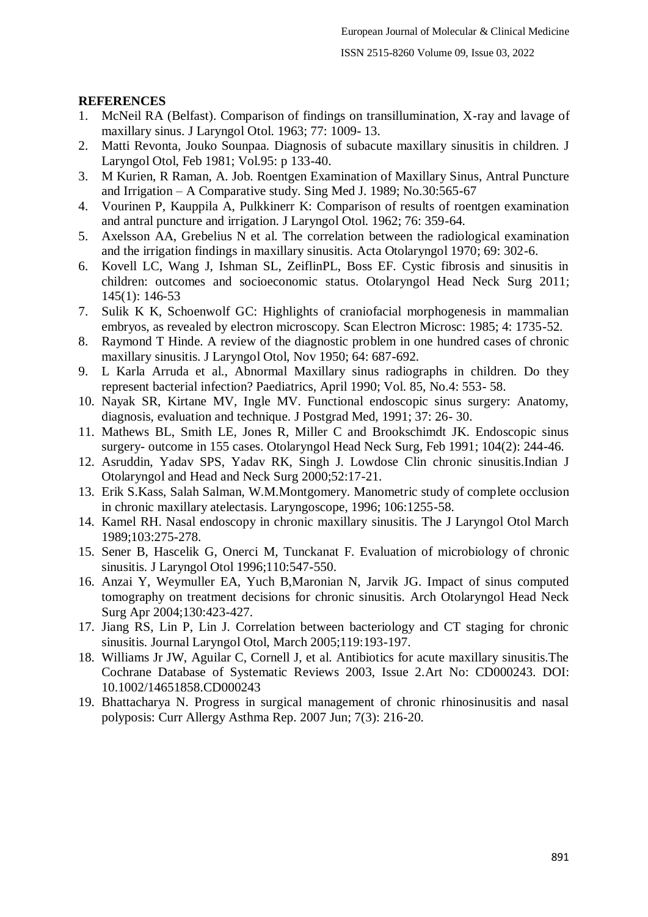**REFERENCES**

1. McNeil RA (Belfast). Comparison of findings on transillumination, X-ray and lavage of maxillary sinus. J Laryngol Otol. 1963; 77: 1009- 13.
2. Matti Revonta, Jouko Sounpaa. Diagnosis of subacute maxillary sinusitis in children. J Laryngol Otol, Feb 1981; Vol.95: p 133-40.
3. M Kurien, R Raman, A. Job. Roentgen Examination of Maxillary Sinus, Antral Puncture and Irrigation – A Comparative study. Sing Med J. 1989; No.30:565-67
4. Vourinen P, Kauppila A, Pulkkinerr K: Comparison of results of roentgen examination and antral puncture and irrigation. J Laryngol Otol. 1962; 76: 359-64.
5. Axelsson AA, Grebelius N et al. The correlation between the radiological examination and the irrigation findings in maxillary sinusitis. Acta Otolaryngol 1970; 69: 302-6.
6. Kovell LC, Wang J, Ishman SL, ZeiflinPL, Boss EF. Cystic fibrosis and sinusitis in children: outcomes and socioeconomic status. Otolaryngol Head Neck Surg 2011; 145(1): 146-53
7. Sulik K K, Schoenwolf GC: Highlights of craniofacial morphogenesis in mammalian embryos, as revealed by electron microscopy. Scan Electron Microsc: 1985; 4: 1735-52.
8. Raymond T Hinde. A review of the diagnostic problem in one hundred cases of chronic maxillary sinusitis. J Laryngol Otol, Nov 1950; 64: 687-692.
9. L Karla Arruda et al., Abnormal Maxillary sinus radiographs in children. Do they represent bacterial infection? Paediatrics, April 1990; Vol. 85, No.4: 553- 58.
10. Nayak SR, Kirtane MV, Ingle MV. Functional endoscopic sinus surgery: Anatomy, diagnosis, evaluation and technique. J Postgrad Med, 1991; 37: 26- 30.
11. Mathews BL, Smith LE, Jones R, Miller C and Brookschimdt JK. Endoscopic sinus surgery- outcome in 155 cases. Otolaryngol Head Neck Surg, Feb 1991; 104(2): 244-46.
12. Asruddin, Yadav SPS, Yadav RK, Singh J. Lowdose Clin chronic sinusitis.Indian J Otolaryngol and Head and Neck Surg 2000;52:17-21.
13. Erik S.Kass, Salah Salman, W.M.Montgomery. Manometric study of complete occlusion in chronic maxillary atelectasis. Laryngoscope, 1996; 106:1255-58.
14. Kamel RH. Nasal endoscopy in chronic maxillary sinusitis. The J Laryngol Otol March 1989;103:275-278.
15. Sener B, Hascelik G, Onerci M, Tunckanat F. Evaluation of microbiology of chronic sinusitis. J Laryngol Otol 1996;110:547-550.
16. Anzai Y, Weymuller EA, Yuch B,Maronian N, Jarvik JG. Impact of sinus computed tomography on treatment decisions for chronic sinusitis. Arch Otolaryngol Head Neck Surg Apr 2004;130:423-427.
17. Jiang RS, Lin P, Lin J. Correlation between bacteriology and CT staging for chronic sinusitis. Journal Laryngol Otol, March 2005;119:193-197.
18. Williams Jr JW, Aguilar C, Cornell J, et al. Antibiotics for acute maxillary sinusitis.The Cochrane Database of Systematic Reviews 2003, Issue 2.Art No: CD000243. DOI: 10.1002/14651858.CD000243
19. Bhattacharya N. Progress in surgical management of chronic rhinosinusitis and nasal polyposis: Curr Allergy Asthma Rep. 2007 Jun; 7(3): 216-20.